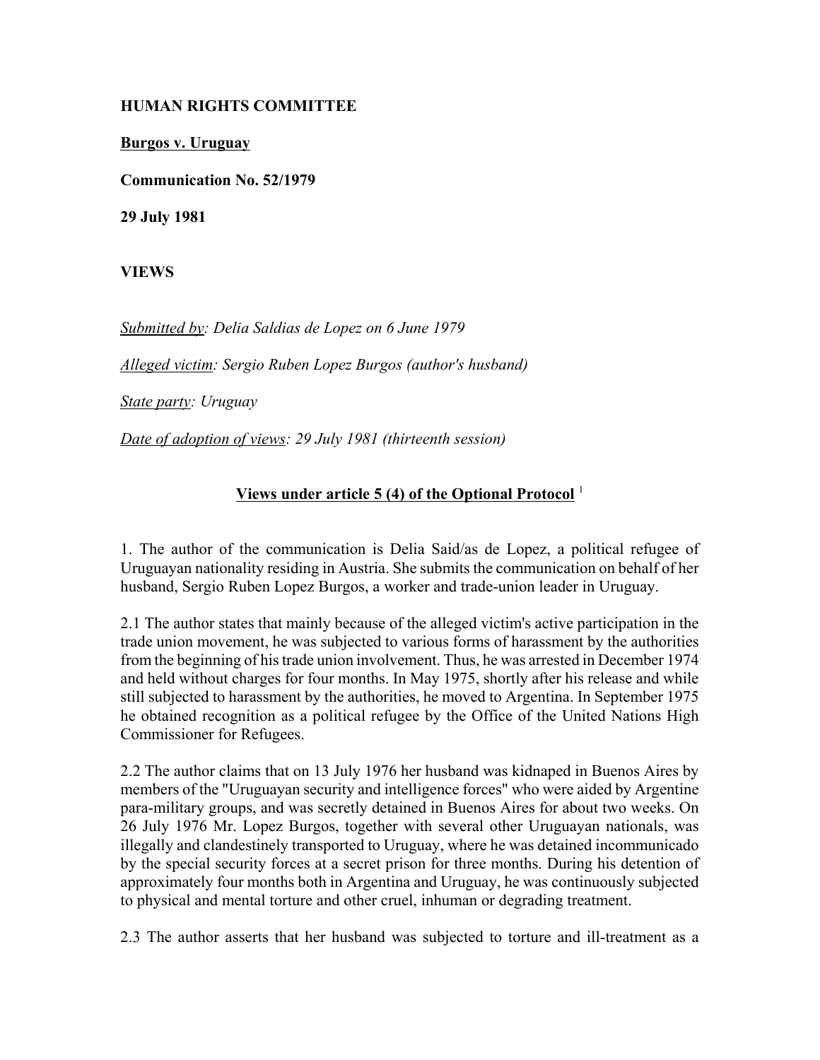**HUMAN RIGHTS COMMITTEE**

**Burgos v. Uruguay**

**Communication No. 52/1979**

**29 July 1981**

**VIEWS**

*Submitted by: Delia Saldias de Lopez on 6 June 1979*

*Alleged victim: Sergio Ruben Lopez Burgos (author's husband)*

*State party: Uruguay*

*Date of adoption of views: 29 July 1981 (thirteenth session)*

**Views under article 5 (4) of the Optional Protocol** [1]

1. The author of the communication is Delia Said/as de Lopez, a political refugee of Uruguayan nationality residing in Austria. She submits the communication on behalf of her husband, Sergio Ruben Lopez Burgos, a worker and trade-union leader in Uruguay.

2.1 The author states that mainly because of the alleged victim's active participation in the trade union movement, he was subjected to various forms of harassment by the authorities from the beginning of his trade union involvement. Thus, he was arrested in December 1974 and held without charges for four months. In May 1975, shortly after his release and while still subjected to harassment by the authorities, he moved to Argentina. In September 1975 he obtained recognition as a political refugee by the Office of the United Nations High Commissioner for Refugees.

2.2 The author claims that on 13 July 1976 her husband was kidnaped in Buenos Aires by members of the "Uruguayan security and intelligence forces" who were aided by Argentine para-military groups, and was secretly detained in Buenos Aires for about two weeks. On 26 July 1976 Mr. Lopez Burgos, together with several other Uruguayan nationals, was illegally and clandestinely transported to Uruguay, where he was detained incommunicado by the special security forces at a secret prison for three months. During his detention of approximately four months both in Argentina and Uruguay, he was continuously subjected to physical and mental torture and other cruel, inhuman or degrading treatment.

2.3 The author asserts that her husband was subjected to torture and ill-treatment as a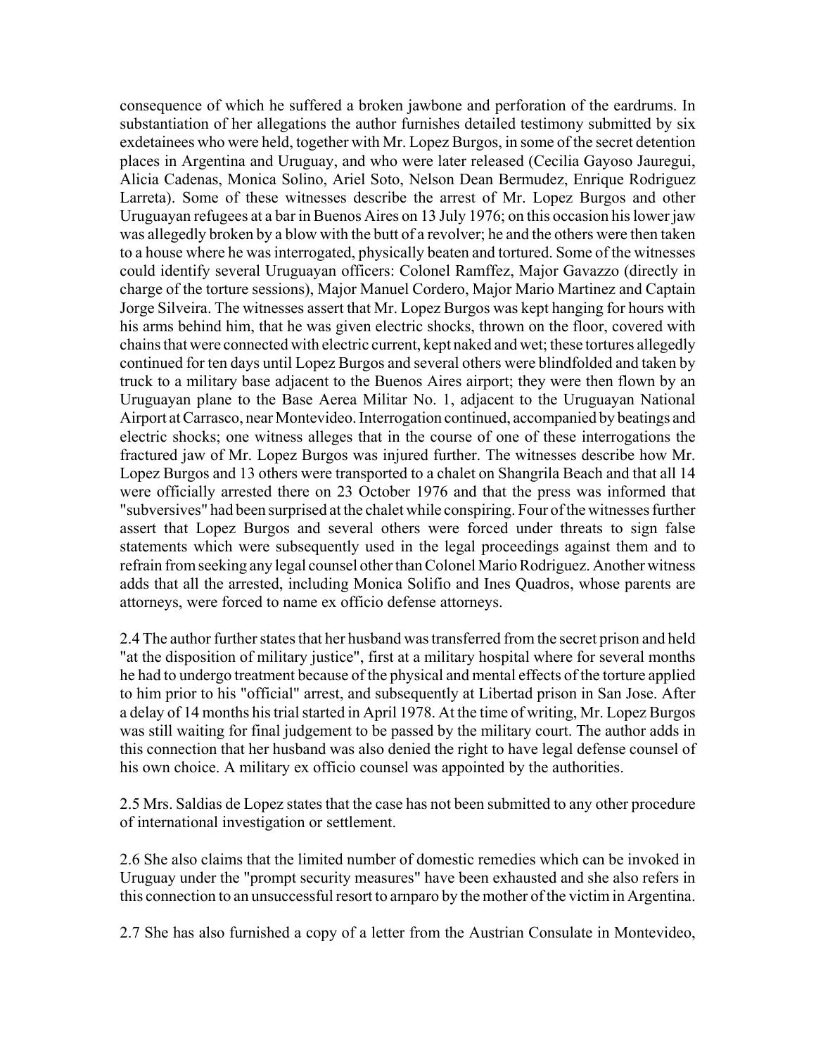consequence of which he suffered a broken jawbone and perforation of the eardrums. In substantiation of her allegations the author furnishes detailed testimony submitted by six exdetainees who were held, together with Mr. Lopez Burgos, in some of the secret detention places in Argentina and Uruguay, and who were later released (Cecilia Gayoso Jauregui, Alicia Cadenas, Monica Solino, Ariel Soto, Nelson Dean Bermudez, Enrique Rodriguez Larreta). Some of these witnesses describe the arrest of Mr. Lopez Burgos and other Uruguayan refugees at a bar in Buenos Aires on 13 July 1976; on this occasion his lower jaw was allegedly broken by a blow with the butt of a revolver; he and the others were then taken to a house where he was interrogated, physically beaten and tortured. Some of the witnesses could identify several Uruguayan officers: Colonel Ramffez, Major Gavazzo (directly in charge of the torture sessions), Major Manuel Cordero, Major Mario Martinez and Captain Jorge Silveira. The witnesses assert that Mr. Lopez Burgos was kept hanging for hours with his arms behind him, that he was given electric shocks, thrown on the floor, covered with chains that were connected with electric current, kept naked and wet; these tortures allegedly continued for ten days until Lopez Burgos and several others were blindfolded and taken by truck to a military base adjacent to the Buenos Aires airport; they were then flown by an Uruguayan plane to the Base Aerea Militar No. 1, adjacent to the Uruguayan National Airport at Carrasco, near Montevideo. Interrogation continued, accompanied by beatings and electric shocks; one witness alleges that in the course of one of these interrogations the fractured jaw of Mr. Lopez Burgos was injured further. The witnesses describe how Mr. Lopez Burgos and 13 others were transported to a chalet on Shangrila Beach and that all 14 were officially arrested there on 23 October 1976 and that the press was informed that "subversives" had been surprised at the chalet while conspiring. Four of the witnesses further assert that Lopez Burgos and several others were forced under threats to sign false statements which were subsequently used in the legal proceedings against them and to refrain from seeking any legal counsel other than Colonel Mario Rodriguez. Another witness adds that all the arrested, including Monica Solifio and Ines Quadros, whose parents are attorneys, were forced to name ex officio defense attorneys.

2.4 The author further states that her husband was transferred from the secret prison and held "at the disposition of military justice", first at a military hospital where for several months he had to undergo treatment because of the physical and mental effects of the torture applied to him prior to his "official" arrest, and subsequently at Libertad prison in San Jose. After a delay of 14 months his trial started in April 1978. At the time of writing, Mr. Lopez Burgos was still waiting for final judgement to be passed by the military court. The author adds in this connection that her husband was also denied the right to have legal defense counsel of his own choice. A military ex officio counsel was appointed by the authorities.

2.5 Mrs. Saldias de Lopez states that the case has not been submitted to any other procedure of international investigation or settlement.

2.6 She also claims that the limited number of domestic remedies which can be invoked in Uruguay under the "prompt security measures" have been exhausted and she also refers in this connection to an unsuccessful resort to arnparo by the mother of the victim in Argentina.

2.7 She has also furnished a copy of a letter from the Austrian Consulate in Montevideo,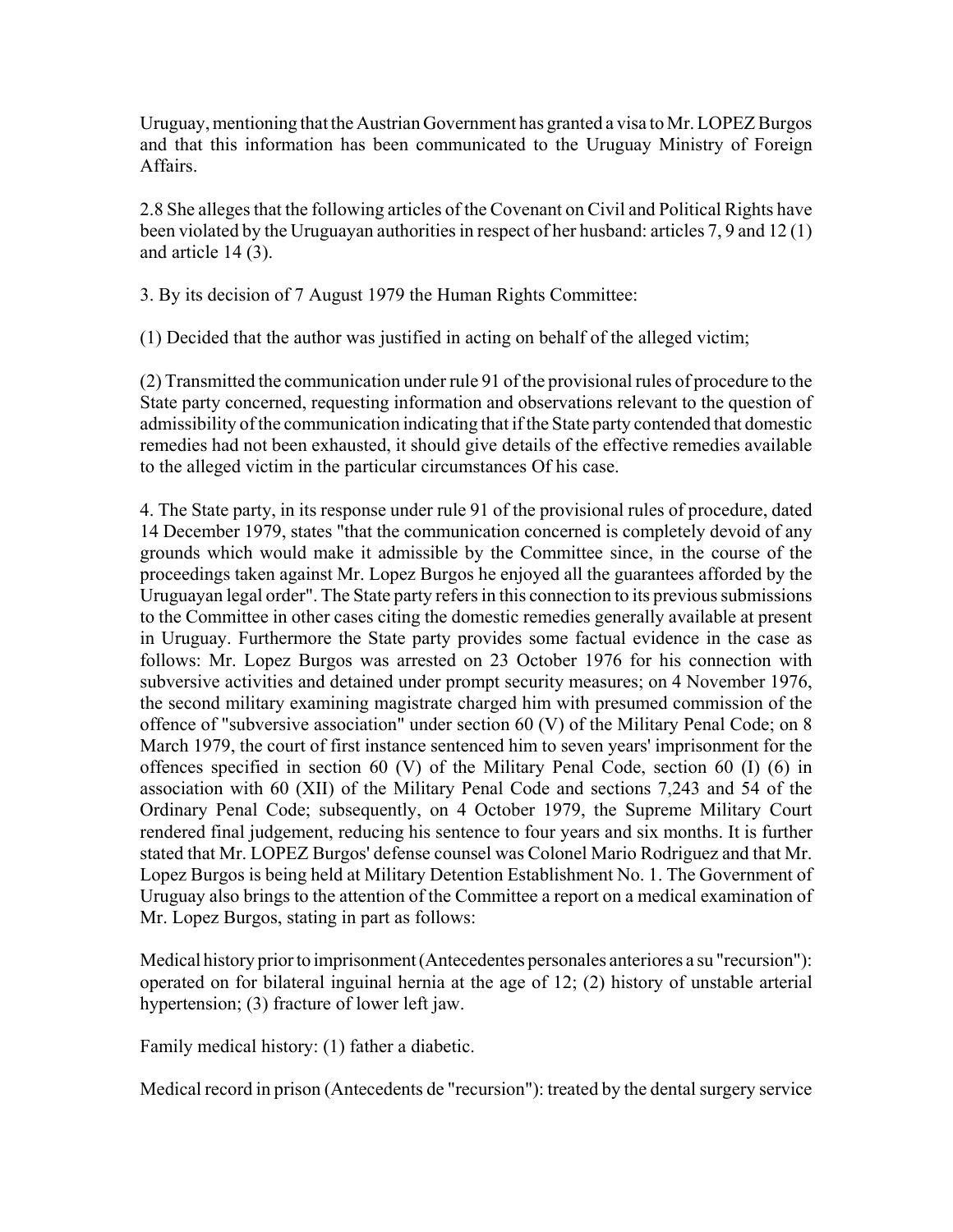Uruguay, mentioning that the Austrian Government has granted a visa to Mr. LOPEZ Burgos and that this information has been communicated to the Uruguay Ministry of Foreign Affairs.

2.8 She alleges that the following articles of the Covenant on Civil and Political Rights have been violated by the Uruguayan authorities in respect of her husband: articles 7, 9 and 12 (1) and article 14 (3).

3. By its decision of 7 August 1979 the Human Rights Committee:

(1) Decided that the author was justified in acting on behalf of the alleged victim;

(2) Transmitted the communication under rule 91 of the provisional rules of procedure to the State party concerned, requesting information and observations relevant to the question of admissibility of the communication indicating that if the State party contended that domestic remedies had not been exhausted, it should give details of the effective remedies available to the alleged victim in the particular circumstances Of his case.

4. The State party, in its response under rule 91 of the provisional rules of procedure, dated 14 December 1979, states "that the communication concerned is completely devoid of any grounds which would make it admissible by the Committee since, in the course of the proceedings taken against Mr. Lopez Burgos he enjoyed all the guarantees afforded by the Uruguayan legal order". The State party refers in this connection to its previous submissions to the Committee in other cases citing the domestic remedies generally available at present in Uruguay. Furthermore the State party provides some factual evidence in the case as follows: Mr. Lopez Burgos was arrested on 23 October 1976 for his connection with subversive activities and detained under prompt security measures; on 4 November 1976, the second military examining magistrate charged him with presumed commission of the offence of "subversive association" under section 60 (V) of the Military Penal Code; on 8 March 1979, the court of first instance sentenced him to seven years' imprisonment for the offences specified in section 60 (V) of the Military Penal Code, section 60 (I) (6) in association with 60 (XII) of the Military Penal Code and sections 7,243 and 54 of the Ordinary Penal Code; subsequently, on 4 October 1979, the Supreme Military Court rendered final judgement, reducing his sentence to four years and six months. It is further stated that Mr. LOPEZ Burgos' defense counsel was Colonel Mario Rodriguez and that Mr. Lopez Burgos is being held at Military Detention Establishment No. 1. The Government of Uruguay also brings to the attention of the Committee a report on a medical examination of Mr. Lopez Burgos, stating in part as follows:

Medical history prior to imprisonment (Antecedentes personales anteriores a su "recursion"): operated on for bilateral inguinal hernia at the age of 12; (2) history of unstable arterial hypertension; (3) fracture of lower left jaw.

Family medical history: (1) father a diabetic.

Medical record in prison (Antecedents de "recursion"): treated by the dental surgery service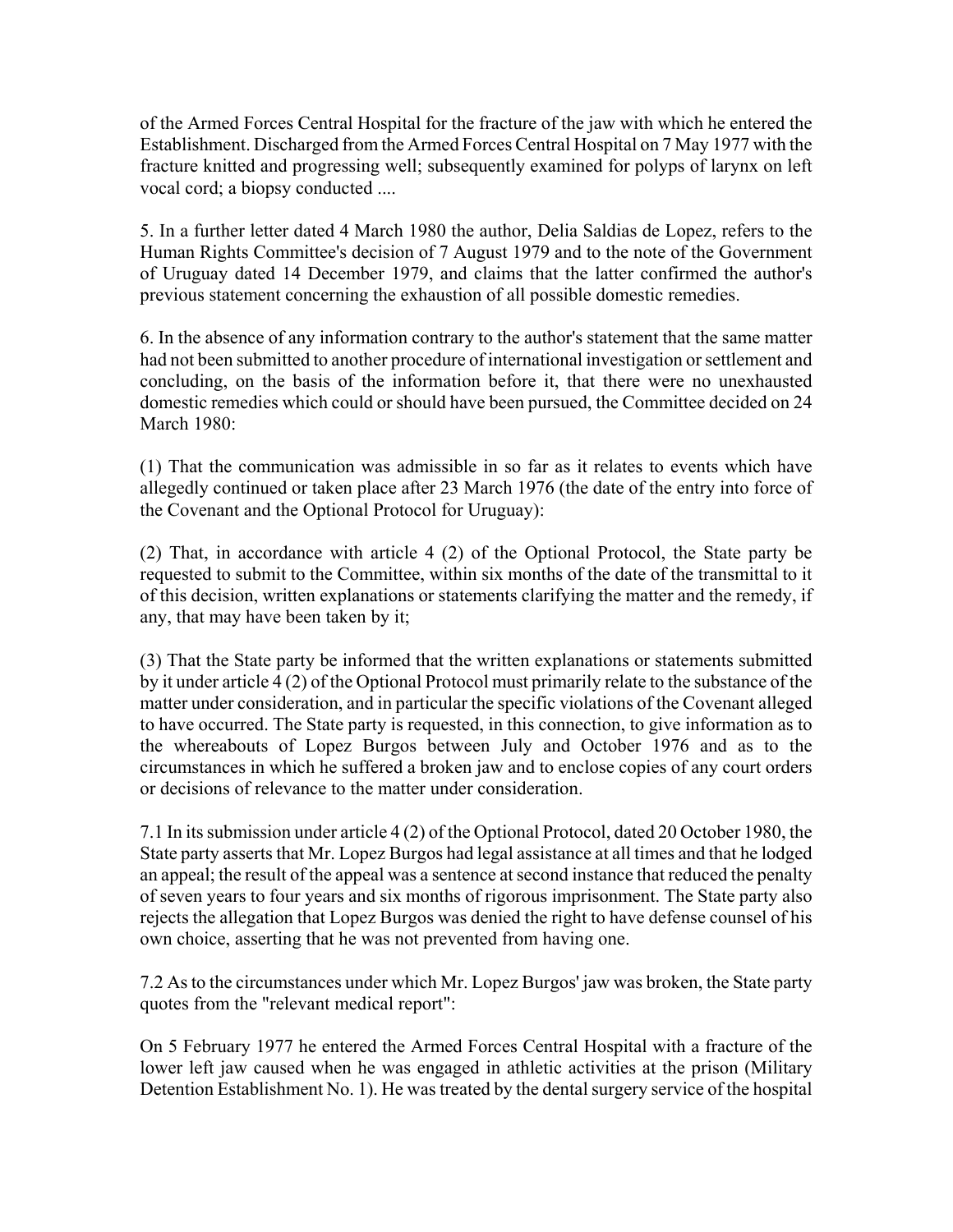of the Armed Forces Central Hospital for the fracture of the jaw with which he entered the Establishment. Discharged from the Armed Forces Central Hospital on 7 May 1977 with the fracture knitted and progressing well; subsequently examined for polyps of larynx on left vocal cord; a biopsy conducted ....

5. In a further letter dated 4 March 1980 the author, Delia Saldias de Lopez, refers to the Human Rights Committee's decision of 7 August 1979 and to the note of the Government of Uruguay dated 14 December 1979, and claims that the latter confirmed the author's previous statement concerning the exhaustion of all possible domestic remedies.

6. In the absence of any information contrary to the author's statement that the same matter had not been submitted to another procedure of international investigation or settlement and concluding, on the basis of the information before it, that there were no unexhausted domestic remedies which could or should have been pursued, the Committee decided on 24 March 1980:

(1) That the communication was admissible in so far as it relates to events which have allegedly continued or taken place after 23 March 1976 (the date of the entry into force of the Covenant and the Optional Protocol for Uruguay):

(2) That, in accordance with article 4 (2) of the Optional Protocol, the State party be requested to submit to the Committee, within six months of the date of the transmittal to it of this decision, written explanations or statements clarifying the matter and the remedy, if any, that may have been taken by it;

(3) That the State party be informed that the written explanations or statements submitted by it under article 4 (2) of the Optional Protocol must primarily relate to the substance of the matter under consideration, and in particular the specific violations of the Covenant alleged to have occurred. The State party is requested, in this connection, to give information as to the whereabouts of Lopez Burgos between July and October 1976 and as to the circumstances in which he suffered a broken jaw and to enclose copies of any court orders or decisions of relevance to the matter under consideration.

7.1 In its submission under article 4 (2) of the Optional Protocol, dated 20 October 1980, the State party asserts that Mr. Lopez Burgos had legal assistance at all times and that he lodged an appeal; the result of the appeal was a sentence at second instance that reduced the penalty of seven years to four years and six months of rigorous imprisonment. The State party also rejects the allegation that Lopez Burgos was denied the right to have defense counsel of his own choice, asserting that he was not prevented from having one.

7.2 As to the circumstances under which Mr. Lopez Burgos' jaw was broken, the State party quotes from the "relevant medical report":

On 5 February 1977 he entered the Armed Forces Central Hospital with a fracture of the lower left jaw caused when he was engaged in athletic activities at the prison (Military Detention Establishment No. 1). He was treated by the dental surgery service of the hospital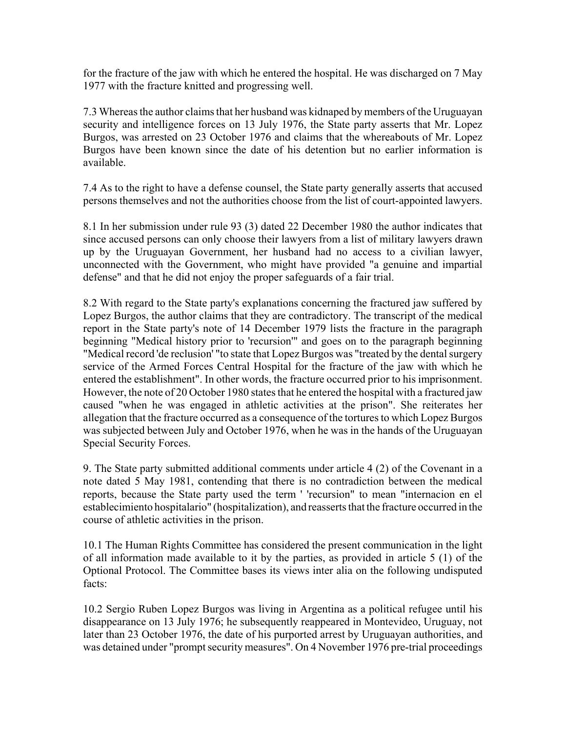for the fracture of the jaw with which he entered the hospital. He was discharged on 7 May 1977 with the fracture knitted and progressing well.

7.3 Whereas the author claims that her husband was kidnaped by members of the Uruguayan security and intelligence forces on 13 July 1976, the State party asserts that Mr. Lopez Burgos, was arrested on 23 October 1976 and claims that the whereabouts of Mr. Lopez Burgos have been known since the date of his detention but no earlier information is available.

7.4 As to the right to have a defense counsel, the State party generally asserts that accused persons themselves and not the authorities choose from the list of court-appointed lawyers.

8.1 In her submission under rule 93 (3) dated 22 December 1980 the author indicates that since accused persons can only choose their lawyers from a list of military lawyers drawn up by the Uruguayan Government, her husband had no access to a civilian lawyer, unconnected with the Government, who might have provided "a genuine and impartial defense" and that he did not enjoy the proper safeguards of a fair trial.

8.2 With regard to the State party's explanations concerning the fractured jaw suffered by Lopez Burgos, the author claims that they are contradictory. The transcript of the medical report in the State party's note of 14 December 1979 lists the fracture in the paragraph beginning "Medical history prior to 'recursion'" and goes on to the paragraph beginning "Medical record 'de reclusion' "to state that Lopez Burgos was "treated by the dental surgery service of the Armed Forces Central Hospital for the fracture of the jaw with which he entered the establishment". In other words, the fracture occurred prior to his imprisonment. However, the note of 20 October 1980 states that he entered the hospital with a fractured jaw caused "when he was engaged in athletic activities at the prison". She reiterates her allegation that the fracture occurred as a consequence of the tortures to which Lopez Burgos was subjected between July and October 1976, when he was in the hands of the Uruguayan Special Security Forces.

9. The State party submitted additional comments under article 4 (2) of the Covenant in a note dated 5 May 1981, contending that there is no contradiction between the medical reports, because the State party used the term ' 'recursion" to mean "internacion en el establecimiento hospitalario" (hospitalization), and reasserts that the fracture occurred in the course of athletic activities in the prison.

10.1 The Human Rights Committee has considered the present communication in the light of all information made available to it by the parties, as provided in article 5 (1) of the Optional Protocol. The Committee bases its views inter alia on the following undisputed facts:

10.2 Sergio Ruben Lopez Burgos was living in Argentina as a political refugee until his disappearance on 13 July 1976; he subsequently reappeared in Montevideo, Uruguay, not later than 23 October 1976, the date of his purported arrest by Uruguayan authorities, and was detained under "prompt security measures". On 4 November 1976 pre-trial proceedings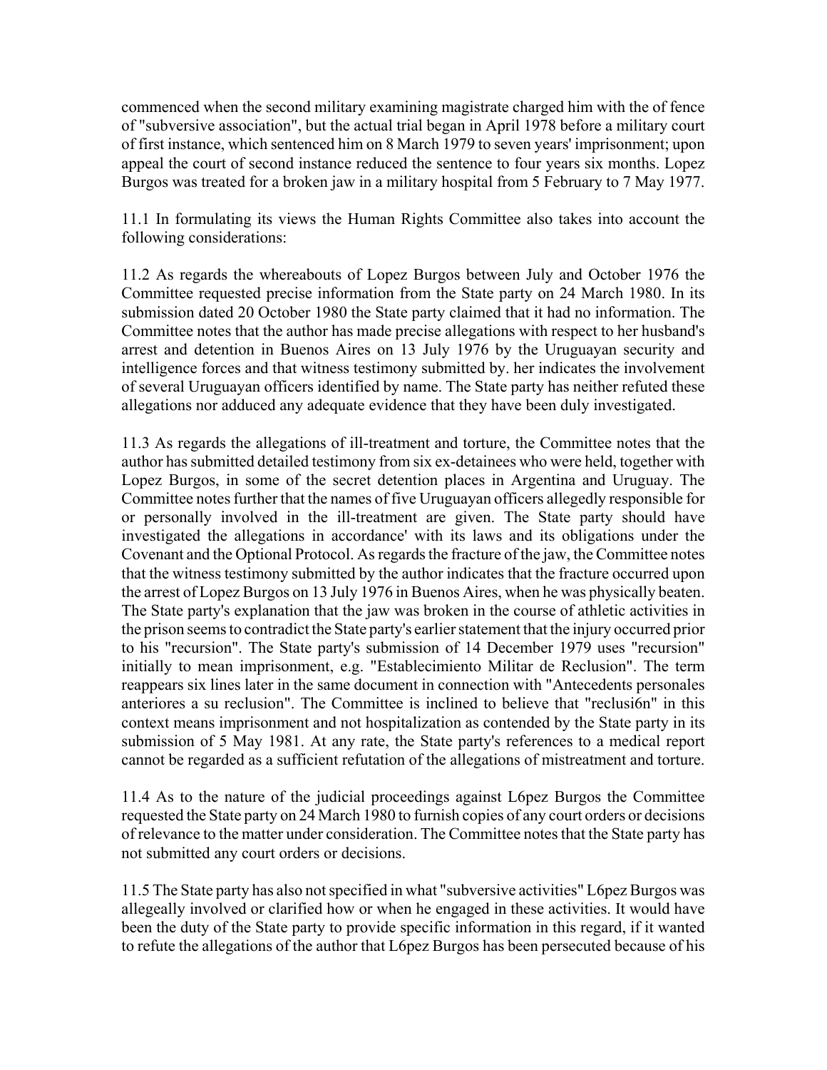commenced when the second military examining magistrate charged him with the of fence of "subversive association", but the actual trial began in April 1978 before a military court of first instance, which sentenced him on 8 March 1979 to seven years' imprisonment; upon appeal the court of second instance reduced the sentence to four years six months. Lopez Burgos was treated for a broken jaw in a military hospital from 5 February to 7 May 1977.

11.1 In formulating its views the Human Rights Committee also takes into account the following considerations:

11.2 As regards the whereabouts of Lopez Burgos between July and October 1976 the Committee requested precise information from the State party on 24 March 1980. In its submission dated 20 October 1980 the State party claimed that it had no information. The Committee notes that the author has made precise allegations with respect to her husband's arrest and detention in Buenos Aires on 13 July 1976 by the Uruguayan security and intelligence forces and that witness testimony submitted by. her indicates the involvement of several Uruguayan officers identified by name. The State party has neither refuted these allegations nor adduced any adequate evidence that they have been duly investigated.

11.3 As regards the allegations of ill-treatment and torture, the Committee notes that the author has submitted detailed testimony from six ex-detainees who were held, together with Lopez Burgos, in some of the secret detention places in Argentina and Uruguay. The Committee notes further that the names of five Uruguayan officers allegedly responsible for or personally involved in the ill-treatment are given. The State party should have investigated the allegations in accordance' with its laws and its obligations under the Covenant and the Optional Protocol. As regards the fracture of the jaw, the Committee notes that the witness testimony submitted by the author indicates that the fracture occurred upon the arrest of Lopez Burgos on 13 July 1976 in Buenos Aires, when he was physically beaten. The State party's explanation that the jaw was broken in the course of athletic activities in the prison seems to contradict the State party's earlier statement that the injury occurred prior to his "recursion". The State party's submission of 14 December 1979 uses "recursion" initially to mean imprisonment, e.g. "Establecimiento Militar de Reclusion". The term reappears six lines later in the same document in connection with "Antecedents personales anteriores a su reclusion". The Committee is inclined to believe that "reclusi6n" in this context means imprisonment and not hospitalization as contended by the State party in its submission of 5 May 1981. At any rate, the State party's references to a medical report cannot be regarded as a sufficient refutation of the allegations of mistreatment and torture.

11.4 As to the nature of the judicial proceedings against L6pez Burgos the Committee requested the State party on 24 March 1980 to furnish copies of any court orders or decisions of relevance to the matter under consideration. The Committee notes that the State party has not submitted any court orders or decisions.

11.5 The State party has also not specified in what "subversive activities" L6pez Burgos was allegeally involved or clarified how or when he engaged in these activities. It would have been the duty of the State party to provide specific information in this regard, if it wanted to refute the allegations of the author that L6pez Burgos has been persecuted because of his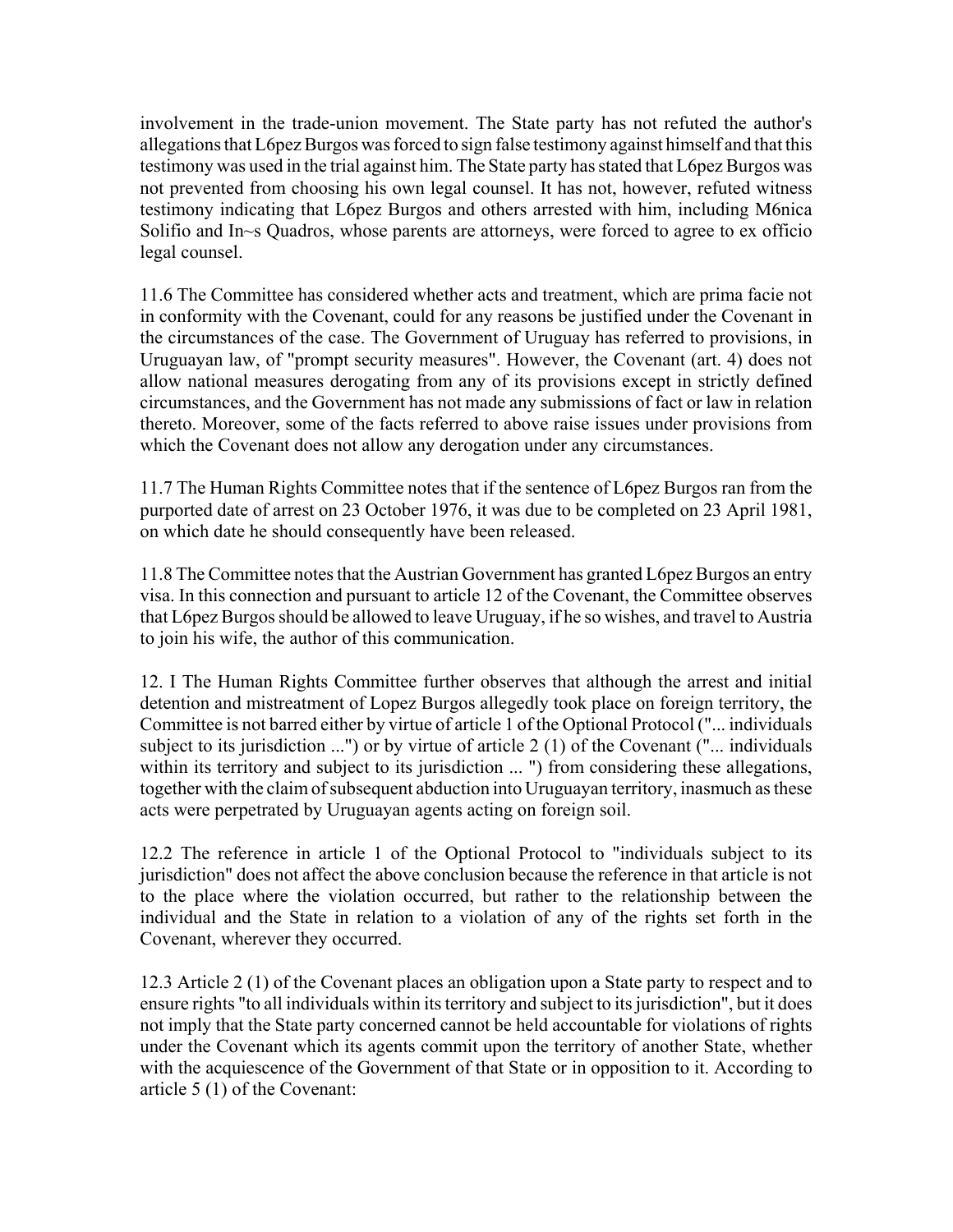involvement in the trade-union movement. The State party has not refuted the author's allegations that L6pez Burgos was forced to sign false testimony against himself and that this testimony was used in the trial against him. The State party has stated that L6pez Burgos was not prevented from choosing his own legal counsel. It has not, however, refuted witness testimony indicating that L6pez Burgos and others arrested with him, including M6nica Solifio and In~s Quadros, whose parents are attorneys, were forced to agree to ex officio legal counsel.

11.6 The Committee has considered whether acts and treatment, which are prima facie not in conformity with the Covenant, could for any reasons be justified under the Covenant in the circumstances of the case. The Government of Uruguay has referred to provisions, in Uruguayan law, of "prompt security measures". However, the Covenant (art. 4) does not allow national measures derogating from any of its provisions except in strictly defined circumstances, and the Government has not made any submissions of fact or law in relation thereto. Moreover, some of the facts referred to above raise issues under provisions from which the Covenant does not allow any derogation under any circumstances.

11.7 The Human Rights Committee notes that if the sentence of L6pez Burgos ran from the purported date of arrest on 23 October 1976, it was due to be completed on 23 April 1981, on which date he should consequently have been released.

11.8 The Committee notes that the Austrian Government has granted L6pez Burgos an entry visa. In this connection and pursuant to article 12 of the Covenant, the Committee observes that L6pez Burgos should be allowed to leave Uruguay, if he so wishes, and travel to Austria to join his wife, the author of this communication.

12. I The Human Rights Committee further observes that although the arrest and initial detention and mistreatment of Lopez Burgos allegedly took place on foreign territory, the Committee is not barred either by virtue of article 1 of the Optional Protocol ("... individuals subject to its jurisdiction ...") or by virtue of article 2 (1) of the Covenant ("... individuals within its territory and subject to its jurisdiction ... ") from considering these allegations, together with the claim of subsequent abduction into Uruguayan territory, inasmuch as these acts were perpetrated by Uruguayan agents acting on foreign soil.

12.2 The reference in article 1 of the Optional Protocol to "individuals subject to its jurisdiction" does not affect the above conclusion because the reference in that article is not to the place where the violation occurred, but rather to the relationship between the individual and the State in relation to a violation of any of the rights set forth in the Covenant, wherever they occurred.

12.3 Article 2 (1) of the Covenant places an obligation upon a State party to respect and to ensure rights "to all individuals within its territory and subject to its jurisdiction", but it does not imply that the State party concerned cannot be held accountable for violations of rights under the Covenant which its agents commit upon the territory of another State, whether with the acquiescence of the Government of that State or in opposition to it. According to article 5 (1) of the Covenant: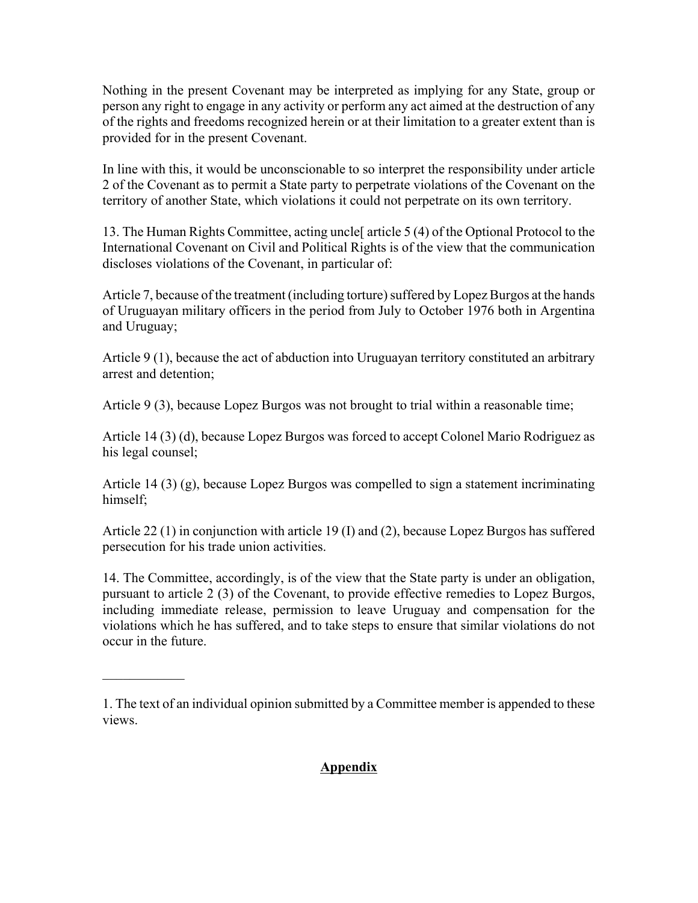Nothing in the present Covenant may be interpreted as implying for any State, group or person any right to engage in any activity or perform any act aimed at the destruction of any of the rights and freedoms recognized herein or at their limitation to a greater extent than is provided for in the present Covenant.

In line with this, it would be unconscionable to so interpret the responsibility under article 2 of the Covenant as to permit a State party to perpetrate violations of the Covenant on the territory of another State, which violations it could not perpetrate on its own territory.

13. The Human Rights Committee, acting uncle[ article 5 (4) of the Optional Protocol to the International Covenant on Civil and Political Rights is of the view that the communication discloses violations of the Covenant, in particular of:

Article 7, because of the treatment (including torture) suffered by Lopez Burgos at the hands of Uruguayan military officers in the period from July to October 1976 both in Argentina and Uruguay;

Article 9 (1), because the act of abduction into Uruguayan territory constituted an arbitrary arrest and detention;

Article 9 (3), because Lopez Burgos was not brought to trial within a reasonable time;

Article 14 (3) (d), because Lopez Burgos was forced to accept Colonel Mario Rodriguez as his legal counsel;

Article 14 (3) (g), because Lopez Burgos was compelled to sign a statement incriminating himself;

Article 22 (1) in conjunction with article 19 (I) and (2), because Lopez Burgos has suffered persecution for his trade union activities.

14. The Committee, accordingly, is of the view that the State party is under an obligation, pursuant to article 2 (3) of the Covenant, to provide effective remedies to Lopez Burgos, including immediate release, permission to leave Uruguay and compensation for the violations which he has suffered, and to take steps to ensure that similar violations do not occur in the future.

---

1. The text of an individual opinion submitted by a Committee member is appended to these views.

## **Appendix**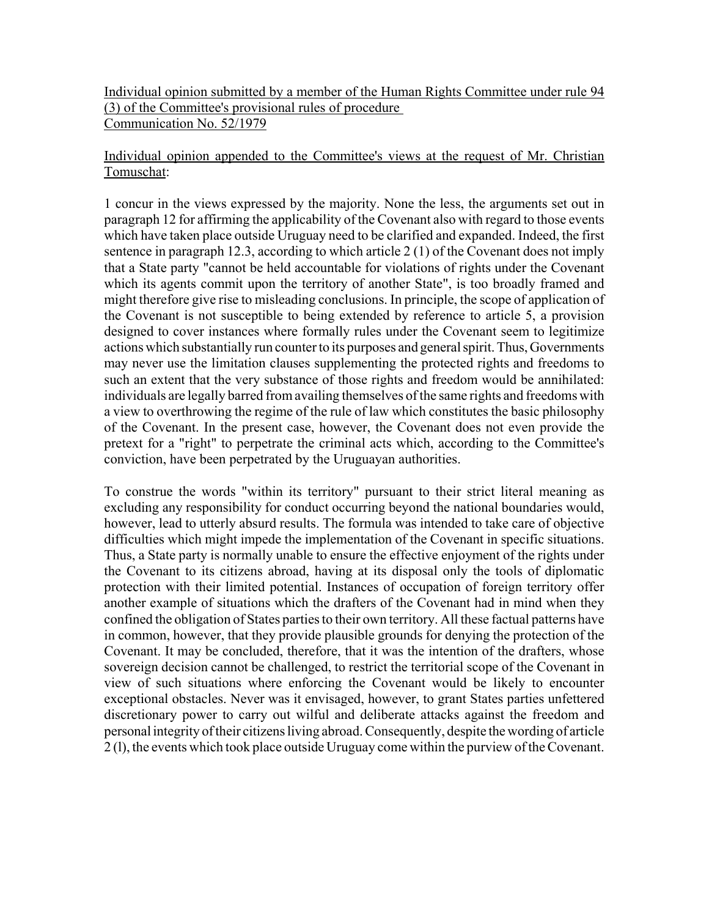Individual opinion submitted by a member of the Human Rights Committee under rule 94 (3) of the Committee's provisional rules of procedure
Communication No. 52/1979

Individual opinion appended to the Committee's views at the request of Mr. Christian Tomuschat:

1 concur in the views expressed by the majority. None the less, the arguments set out in paragraph 12 for affirming the applicability of the Covenant also with regard to those events which have taken place outside Uruguay need to be clarified and expanded. Indeed, the first sentence in paragraph 12.3, according to which article 2 (1) of the Covenant does not imply that a State party "cannot be held accountable for violations of rights under the Covenant which its agents commit upon the territory of another State", is too broadly framed and might therefore give rise to misleading conclusions. In principle, the scope of application of the Covenant is not susceptible to being extended by reference to article 5, a provision designed to cover instances where formally rules under the Covenant seem to legitimize actions which substantially run counter to its purposes and general spirit. Thus, Governments may never use the limitation clauses supplementing the protected rights and freedoms to such an extent that the very substance of those rights and freedom would be annihilated: individuals are legally barred from availing themselves of the same rights and freedoms with a view to overthrowing the regime of the rule of law which constitutes the basic philosophy of the Covenant. In the present case, however, the Covenant does not even provide the pretext for a "right" to perpetrate the criminal acts which, according to the Committee's conviction, have been perpetrated by the Uruguayan authorities.

To construe the words "within its territory" pursuant to their strict literal meaning as excluding any responsibility for conduct occurring beyond the national boundaries would, however, lead to utterly absurd results. The formula was intended to take care of objective difficulties which might impede the implementation of the Covenant in specific situations. Thus, a State party is normally unable to ensure the effective enjoyment of the rights under the Covenant to its citizens abroad, having at its disposal only the tools of diplomatic protection with their limited potential. Instances of occupation of foreign territory offer another example of situations which the drafters of the Covenant had in mind when they confined the obligation of States parties to their own territory. All these factual patterns have in common, however, that they provide plausible grounds for denying the protection of the Covenant. It may be concluded, therefore, that it was the intention of the drafters, whose sovereign decision cannot be challenged, to restrict the territorial scope of the Covenant in view of such situations where enforcing the Covenant would be likely to encounter exceptional obstacles. Never was it envisaged, however, to grant States parties unfettered discretionary power to carry out wilful and deliberate attacks against the freedom and personal integrity of their citizens living abroad. Consequently, despite the wording of article 2 (l), the events which took place outside Uruguay come within the purview of the Covenant.